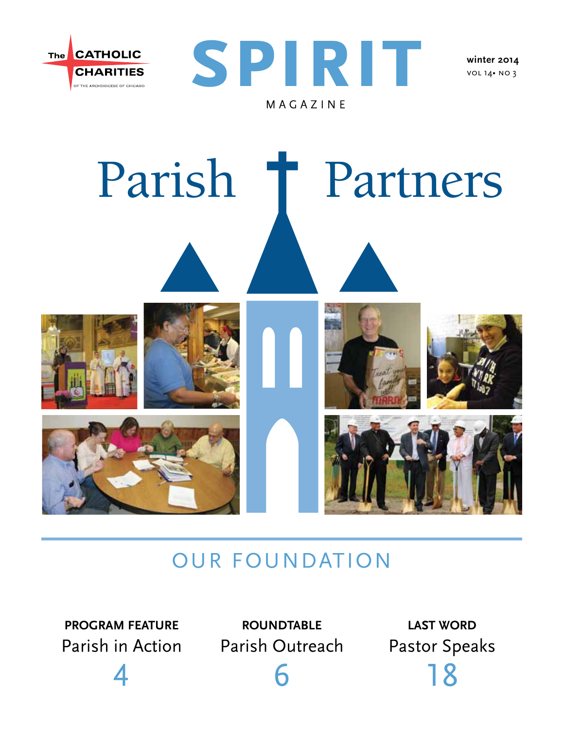The CATHOLIC CHARITIES
OF THE ARCHDIOCESE OF CHICAGO

# SPIRIT

MAGAZINE

winter 2014
VOL 14• NO 3

# Parish Partners

## OUR FOUNDATION

**PROGRAM FEATURE**
Parish in Action
4

**ROUNDTABLE**
Parish Outreach
6

**LAST WORD**
Pastor Speaks
18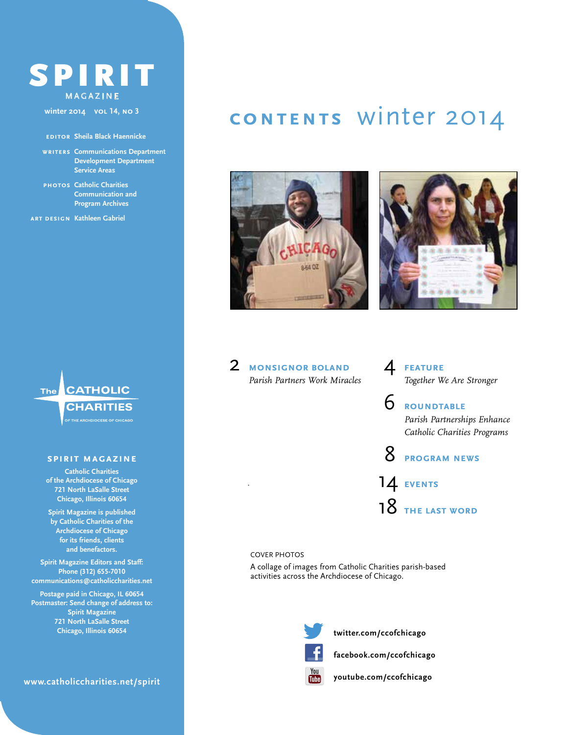# SPIRIT MAGAZINE

winter 2014 VOL 14, NO 3

**EDITOR** Sheila Black Haennicke

**WRITERS** Communications Department
Development Department
Service Areas

**PHOTOS** Catholic Charities
Communication and
Program Archives

**ART DESIGN** Kathleen Gabriel

The CATHOLIC CHARITIES OF THE ARCHDIOCESE OF CHICAGO

## SPIRIT MAGAZINE

Catholic Charities
of the Archdiocese of Chicago
721 North LaSalle Street
Chicago, Illinois 60654

Spirit Magazine is published
by Catholic Charities of the
Archdiocese of Chicago
for its friends, clients
and benefactors.

Spirit Magazine Editors and Staff:
Phone (312) 655-7010
communications@catholiccharities.net

Postage paid in Chicago, IL 60654
Postmaster: Send change of address to:
Spirit Magazine
721 North LaSalle Street
Chicago, Illinois 60654

www.catholiccharities.net/spirit

# CONTENTS winter 2014

2 **MONSIGNOR BOLAND**
*Parish Partners Work Miracles*

4 **FEATURE**
*Together We Are Stronger*

6 **ROUNDTABLE**
*Parish Partnerships Enhance Catholic Charities Programs*

8 **PROGRAM NEWS**

14 **EVENTS**

18 **THE LAST WORD**

COVER PHOTOS

A collage of images from Catholic Charities parish-based activities across the Archdiocese of Chicago.

twitter.com/ccofchicago

facebook.com/ccofchicago

youtube.com/ccofchicago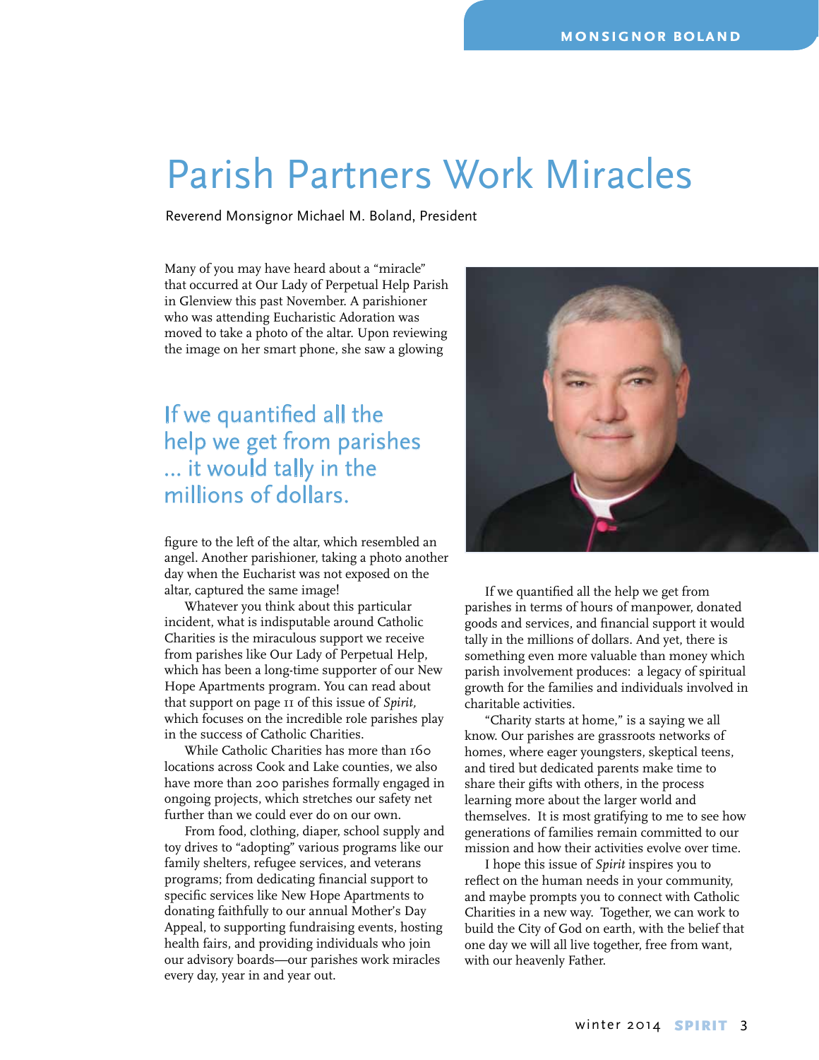# Parish Partners Work Miracles

Reverend Monsignor Michael M. Boland, President

Many of you may have heard about a "miracle" that occurred at Our Lady of Perpetual Help Parish in Glenview this past November. A parishioner who was attending Eucharistic Adoration was moved to take a photo of the altar. Upon reviewing the image on her smart phone, she saw a glowing figure to the left of the altar, which resembled an angel. Another parishioner, taking a photo another day when the Eucharist was not exposed on the altar, captured the same image!

> If we quantified all the help we get from parishes ... it would tally in the millions of dollars.

Whatever you think about this particular incident, what is indisputable around Catholic Charities is the miraculous support we receive from parishes like Our Lady of Perpetual Help, which has been a long-time supporter of our New Hope Apartments program. You can read about that support on page 11 of this issue of *Spirit,* which focuses on the incredible role parishes play in the success of Catholic Charities.

While Catholic Charities has more than 160 locations across Cook and Lake counties, we also have more than 200 parishes formally engaged in ongoing projects, which stretches our safety net further than we could ever do on our own.

From food, clothing, diaper, school supply and toy drives to "adopting" various programs like our family shelters, refugee services, and veterans programs; from dedicating financial support to specific services like New Hope Apartments to donating faithfully to our annual Mother's Day Appeal, to supporting fundraising events, hosting health fairs, and providing individuals who join our advisory boards—our parishes work miracles every day, year in and year out.

If we quantified all the help we get from parishes in terms of hours of manpower, donated goods and services, and financial support it would tally in the millions of dollars. And yet, there is something even more valuable than money which parish involvement produces: a legacy of spiritual growth for the families and individuals involved in charitable activities.

"Charity starts at home," is a saying we all know. Our parishes are grassroots networks of homes, where eager youngsters, skeptical teens, and tired but dedicated parents make time to share their gifts with others, in the process learning more about the larger world and themselves. It is most gratifying to me to see how generations of families remain committed to our mission and how their activities evolve over time.

I hope this issue of *Spirit* inspires you to reflect on the human needs in your community, and maybe prompts you to connect with Catholic Charities in a new way. Together, we can work to build the City of God on earth, with the belief that one day we will all live together, free from want, with our heavenly Father.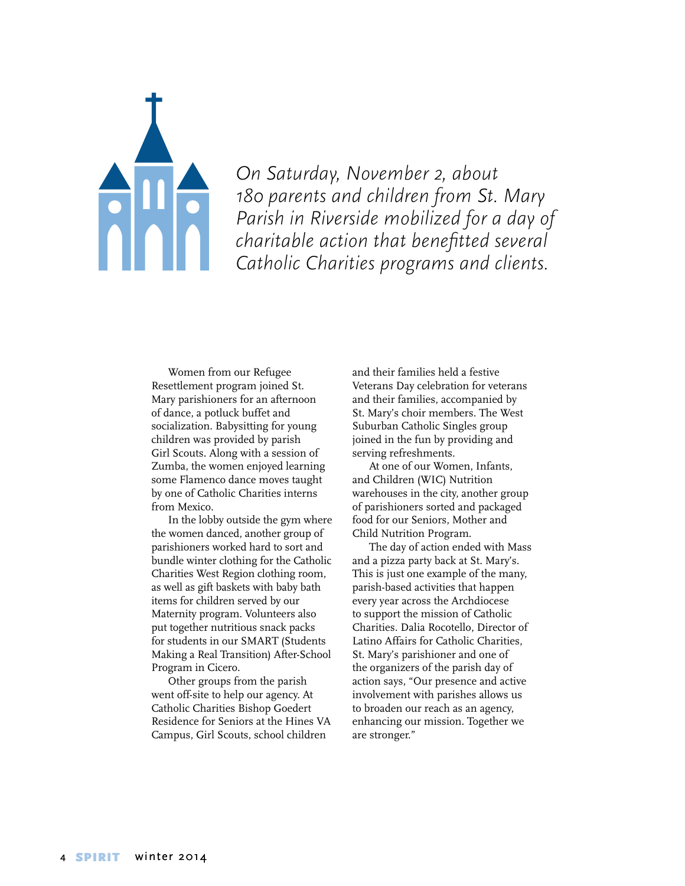*On Saturday, November 2, about 180 parents and children from St. Mary Parish in Riverside mobilized for a day of charitable action that benefitted several Catholic Charities programs and clients.*

Women from our Refugee Resettlement program joined St. Mary parishioners for an afternoon of dance, a potluck buffet and socialization. Babysitting for young children was provided by parish Girl Scouts. Along with a session of Zumba, the women enjoyed learning some Flamenco dance moves taught by one of Catholic Charities interns from Mexico.

In the lobby outside the gym where the women danced, another group of parishioners worked hard to sort and bundle winter clothing for the Catholic Charities West Region clothing room, as well as gift baskets with baby bath items for children served by our Maternity program. Volunteers also put together nutritious snack packs for students in our SMART (Students Making a Real Transition) After-School Program in Cicero.

Other groups from the parish went off-site to help our agency. At Catholic Charities Bishop Goedert Residence for Seniors at the Hines VA Campus, Girl Scouts, school children and their families held a festive Veterans Day celebration for veterans and their families, accompanied by St. Mary's choir members. The West Suburban Catholic Singles group joined in the fun by providing and serving refreshments.

At one of our Women, Infants, and Children (WIC) Nutrition warehouses in the city, another group of parishioners sorted and packaged food for our Seniors, Mother and Child Nutrition Program.

The day of action ended with Mass and a pizza party back at St. Mary's. This is just one example of the many, parish-based activities that happen every year across the Archdiocese to support the mission of Catholic Charities. Dalia Rocotello, Director of Latino Affairs for Catholic Charities, St. Mary's parishioner and one of the organizers of the parish day of action says, "Our presence and active involvement with parishes allows us to broaden our reach as an agency, enhancing our mission. Together we are stronger."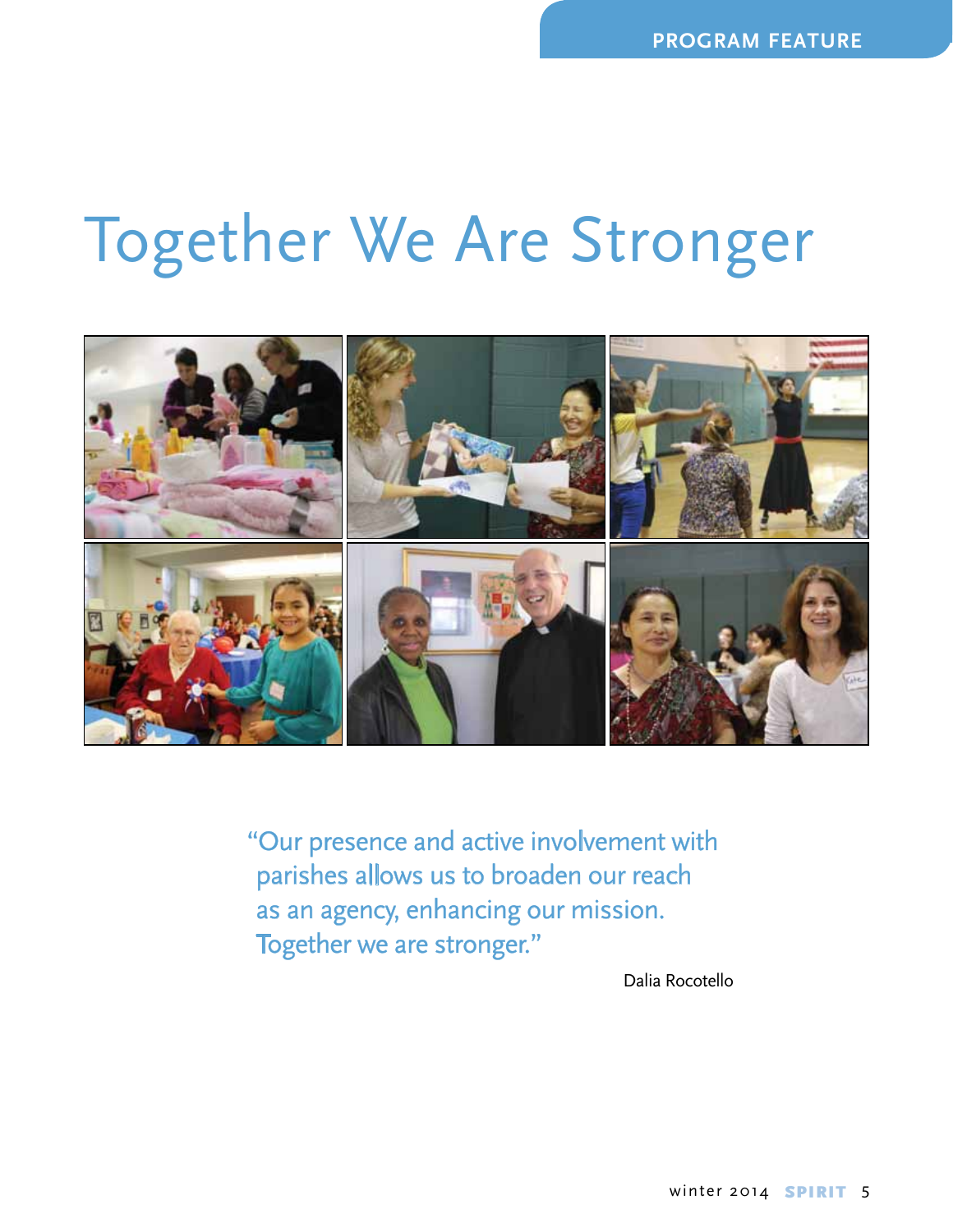PROGRAM FEATURE

# Together We Are Stronger

"Our presence and active involvement with parishes allows us to broaden our reach as an agency, enhancing our mission. Together we are stronger."

Dalia Rocotello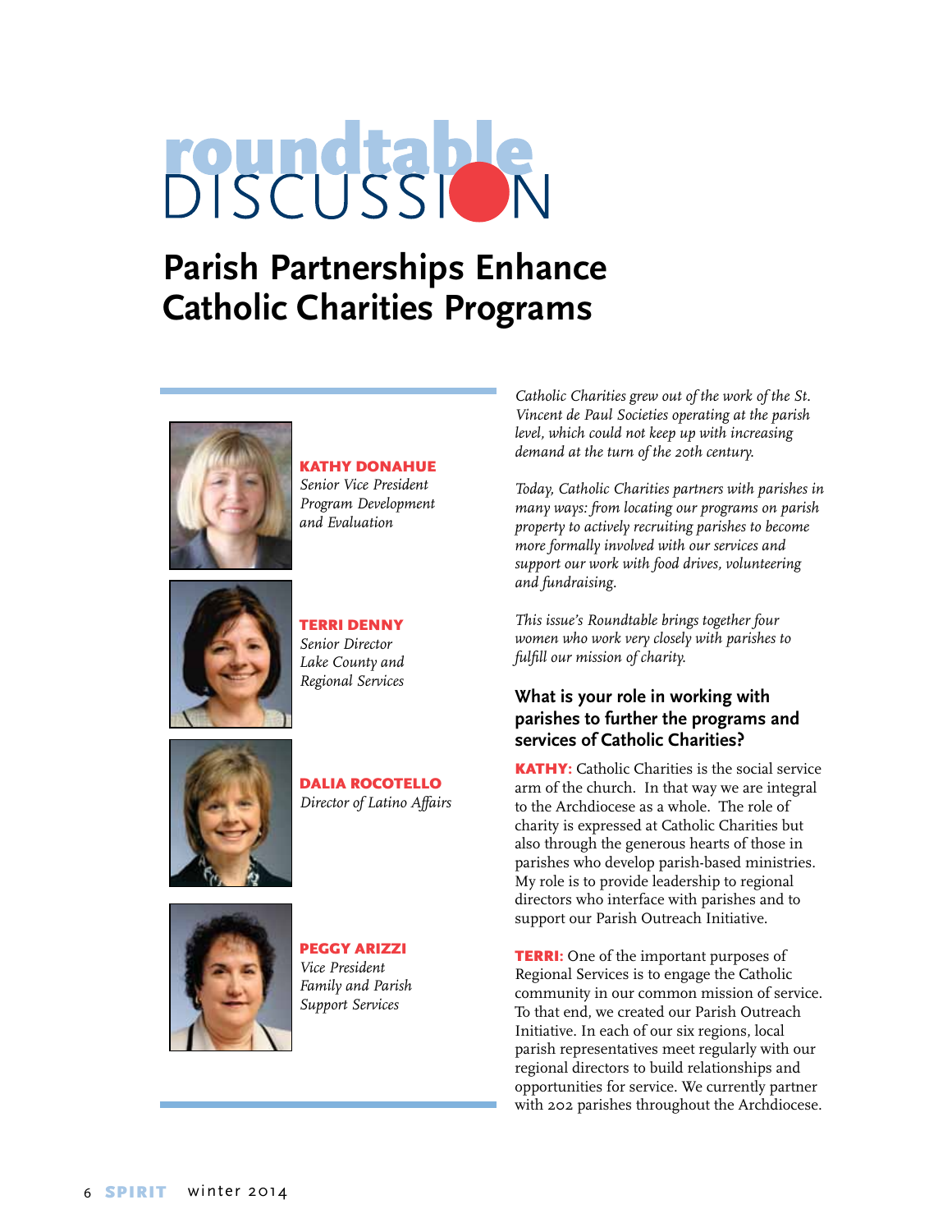# roundtable DISCUSSION

## Parish Partnerships Enhance Catholic Charities Programs

**KATHY DONAHUE**
*Senior Vice President Program Development and Evaluation*

**TERRI DENNY**
*Senior Director Lake County and Regional Services*

**DALIA ROCOTELLO**
*Director of Latino Affairs*

**PEGGY ARIZZI**
*Vice President Family and Parish Support Services*

*Catholic Charities grew out of the work of the St. Vincent de Paul Societies operating at the parish level, which could not keep up with increasing demand at the turn of the 20th century.*

*Today, Catholic Charities partners with parishes in many ways: from locating our programs on parish property to actively recruiting parishes to become more formally involved with our services and support our work with food drives, volunteering and fundraising.*

*This issue's Roundtable brings together four women who work very closely with parishes to fulfill our mission of charity.*

### What is your role in working with parishes to further the programs and services of Catholic Charities?

**KATHY:** Catholic Charities is the social service arm of the church. In that way we are integral to the Archdiocese as a whole. The role of charity is expressed at Catholic Charities but also through the generous hearts of those in parishes who develop parish-based ministries. My role is to provide leadership to regional directors who interface with parishes and to support our Parish Outreach Initiative.

**TERRI:** One of the important purposes of Regional Services is to engage the Catholic community in our common mission of service. To that end, we created our Parish Outreach Initiative. In each of our six regions, local parish representatives meet regularly with our regional directors to build relationships and opportunities for service. We currently partner with 202 parishes throughout the Archdiocese.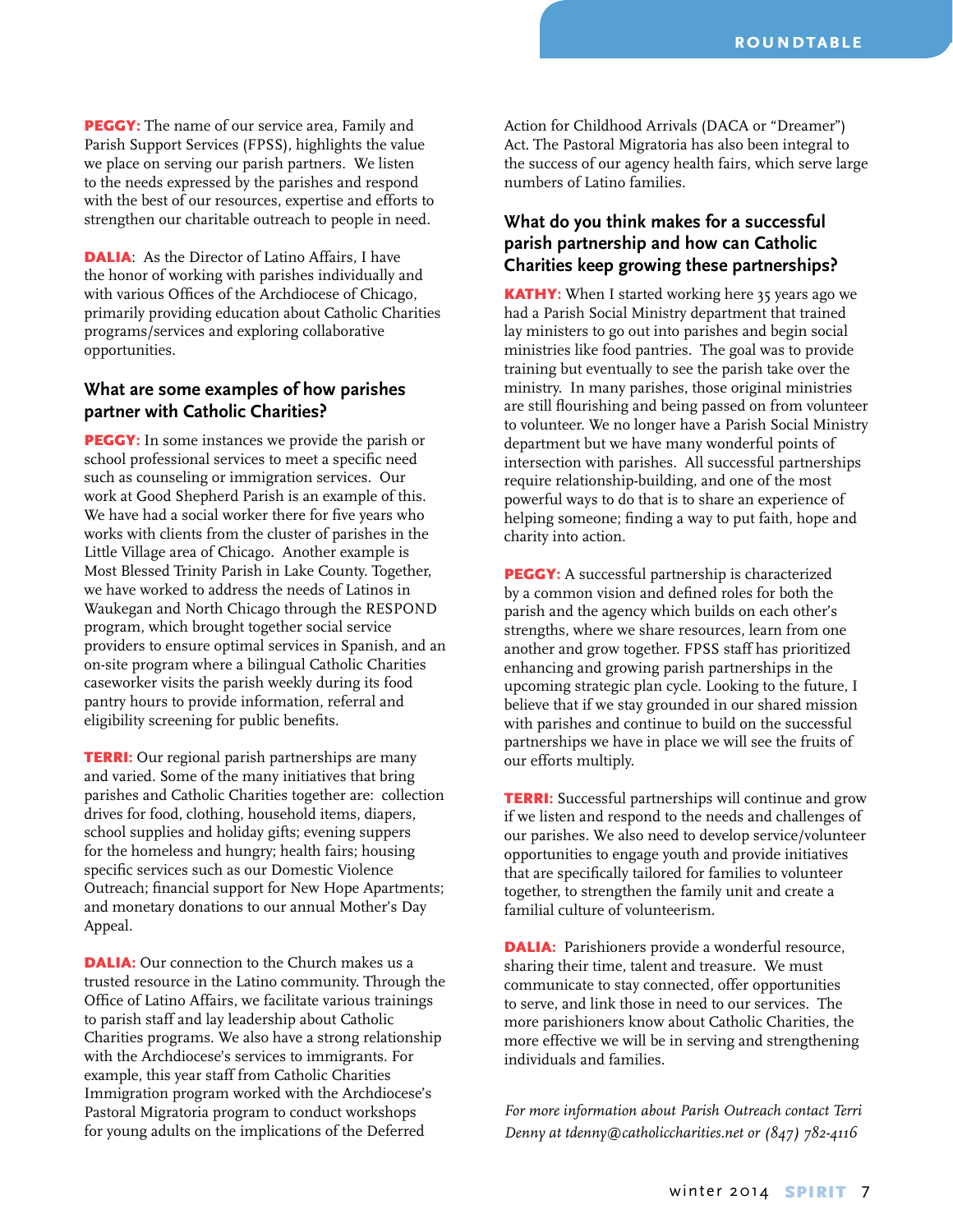**PEGGY:** The name of our service area, Family and Parish Support Services (FPSS), highlights the value we place on serving our parish partners. We listen to the needs expressed by the parishes and respond with the best of our resources, expertise and efforts to strengthen our charitable outreach to people in need.

**DALIA**: As the Director of Latino Affairs, I have the honor of working with parishes individually and with various Offices of the Archdiocese of Chicago, primarily providing education about Catholic Charities programs/services and exploring collaborative opportunities.

### What are some examples of how parishes partner with Catholic Charities?

**PEGGY:** In some instances we provide the parish or school professional services to meet a specific need such as counseling or immigration services. Our work at Good Shepherd Parish is an example of this. We have had a social worker there for five years who works with clients from the cluster of parishes in the Little Village area of Chicago. Another example is Most Blessed Trinity Parish in Lake County. Together, we have worked to address the needs of Latinos in Waukegan and North Chicago through the RESPOND program, which brought together social service providers to ensure optimal services in Spanish, and an on-site program where a bilingual Catholic Charities caseworker visits the parish weekly during its food pantry hours to provide information, referral and eligibility screening for public benefits.

**TERRI:** Our regional parish partnerships are many and varied. Some of the many initiatives that bring parishes and Catholic Charities together are: collection drives for food, clothing, household items, diapers, school supplies and holiday gifts; evening suppers for the homeless and hungry; health fairs; housing specific services such as our Domestic Violence Outreach; financial support for New Hope Apartments; and monetary donations to our annual Mother's Day Appeal.

**DALIA:** Our connection to the Church makes us a trusted resource in the Latino community. Through the Office of Latino Affairs, we facilitate various trainings to parish staff and lay leadership about Catholic Charities programs. We also have a strong relationship with the Archdiocese's services to immigrants. For example, this year staff from Catholic Charities Immigration program worked with the Archdiocese's Pastoral Migratoria program to conduct workshops for young adults on the implications of the Deferred Action for Childhood Arrivals (DACA or "Dreamer") Act. The Pastoral Migratoria has also been integral to the success of our agency health fairs, which serve large numbers of Latino families.

### What do you think makes for a successful parish partnership and how can Catholic Charities keep growing these partnerships?

**KATHY:** When I started working here 35 years ago we had a Parish Social Ministry department that trained lay ministers to go out into parishes and begin social ministries like food pantries. The goal was to provide training but eventually to see the parish take over the ministry. In many parishes, those original ministries are still flourishing and being passed on from volunteer to volunteer. We no longer have a Parish Social Ministry department but we have many wonderful points of intersection with parishes. All successful partnerships require relationship-building, and one of the most powerful ways to do that is to share an experience of helping someone; finding a way to put faith, hope and charity into action.

**PEGGY:** A successful partnership is characterized by a common vision and defined roles for both the parish and the agency which builds on each other's strengths, where we share resources, learn from one another and grow together. FPSS staff has prioritized enhancing and growing parish partnerships in the upcoming strategic plan cycle. Looking to the future, I believe that if we stay grounded in our shared mission with parishes and continue to build on the successful partnerships we have in place we will see the fruits of our efforts multiply.

**TERRI:** Successful partnerships will continue and grow if we listen and respond to the needs and challenges of our parishes. We also need to develop service/volunteer opportunities to engage youth and provide initiatives that are specifically tailored for families to volunteer together, to strengthen the family unit and create a familial culture of volunteerism.

**DALIA:** Parishioners provide a wonderful resource, sharing their time, talent and treasure. We must communicate to stay connected, offer opportunities to serve, and link those in need to our services. The more parishioners know about Catholic Charities, the more effective we will be in serving and strengthening individuals and families.

*For more information about Parish Outreach contact Terri Denny at tdenny@catholiccharities.net or (847) 782-4116*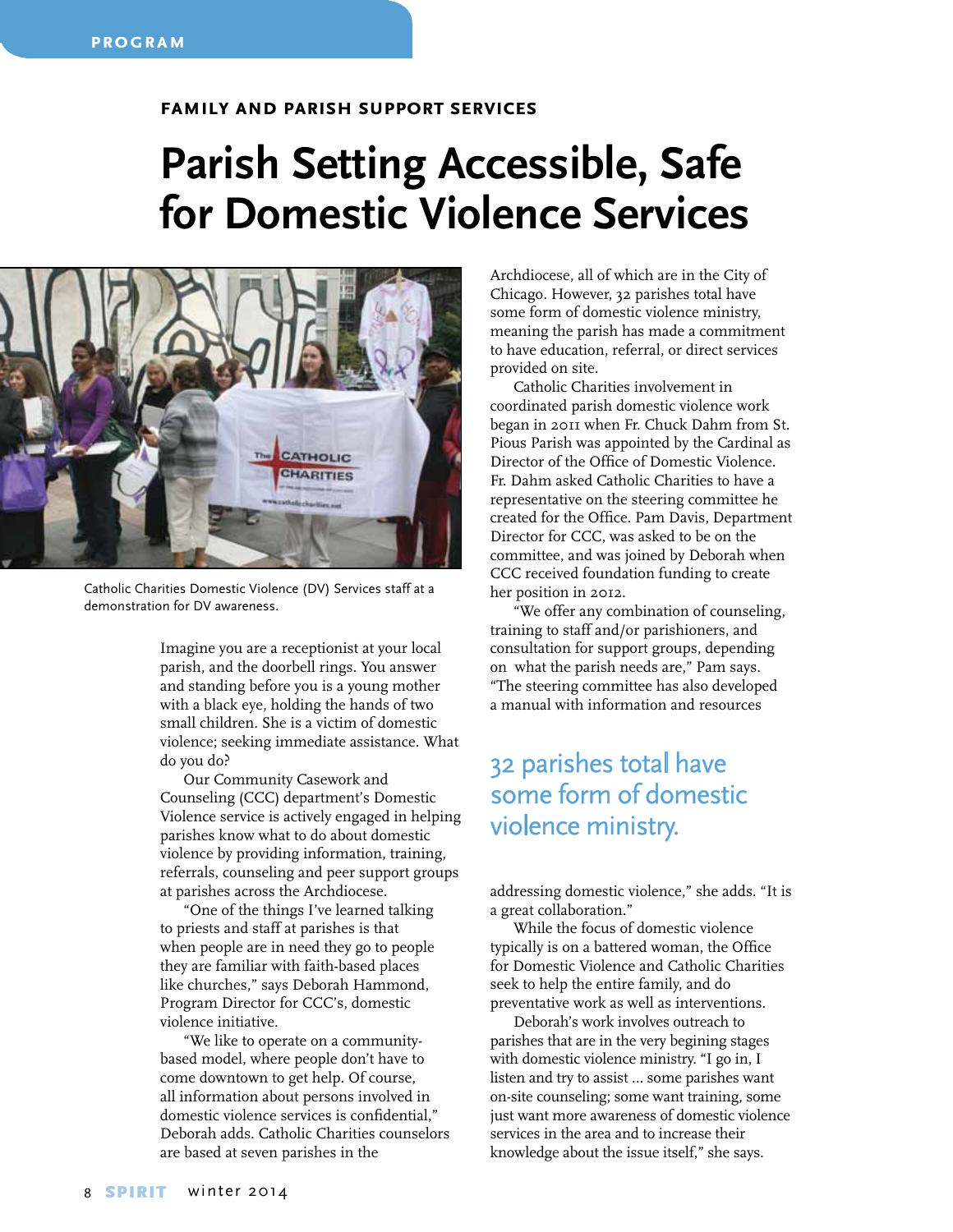PROGRAM

FAMILY AND PARISH SUPPORT SERVICES

# Parish Setting Accessible, Safe for Domestic Violence Services

Catholic Charities Domestic Violence (DV) Services staff at a demonstration for DV awareness.

Imagine you are a receptionist at your local parish, and the doorbell rings. You answer and standing before you is a young mother with a black eye, holding the hands of two small children. She is a victim of domestic violence; seeking immediate assistance. What do you do?

Our Community Casework and Counseling (CCC) department's Domestic Violence service is actively engaged in helping parishes know what to do about domestic violence by providing information, training, referrals, counseling and peer support groups at parishes across the Archdiocese.

"One of the things I've learned talking to priests and staff at parishes is that when people are in need they go to people they are familiar with faith-based places like churches," says Deborah Hammond, Program Director for CCC's, domestic violence initiative.

"We like to operate on a community-based model, where people don't have to come downtown to get help. Of course, all information about persons involved in domestic violence services is confidential," Deborah adds. Catholic Charities counselors are based at seven parishes in the Archdiocese, all of which are in the City of Chicago. However, 32 parishes total have some form of domestic violence ministry, meaning the parish has made a commitment to have education, referral, or direct services provided on site.

Catholic Charities involvement in coordinated parish domestic violence work began in 2011 when Fr. Chuck Dahm from St. Pious Parish was appointed by the Cardinal as Director of the Office of Domestic Violence. Fr. Dahm asked Catholic Charities to have a representative on the steering committee he created for the Office. Pam Davis, Department Director for CCC, was asked to be on the committee, and was joined by Deborah when CCC received foundation funding to create her position in 2012.

"We offer any combination of counseling, training to staff and/or parishioners, and consultation for support groups, depending on what the parish needs are," Pam says. "The steering committee has also developed a manual with information and resources addressing domestic violence," she adds. "It is a great collaboration."

> 32 parishes total have some form of domestic violence ministry.

While the focus of domestic violence typically is on a battered woman, the Office for Domestic Violence and Catholic Charities seek to help the entire family, and do preventative work as well as interventions.

Deborah's work involves outreach to parishes that are in the very begining stages with domestic violence ministry. "I go in, I listen and try to assist ... some parishes want on-site counseling; some want training, some just want more awareness of domestic violence services in the area and to increase their knowledge about the issue itself," she says.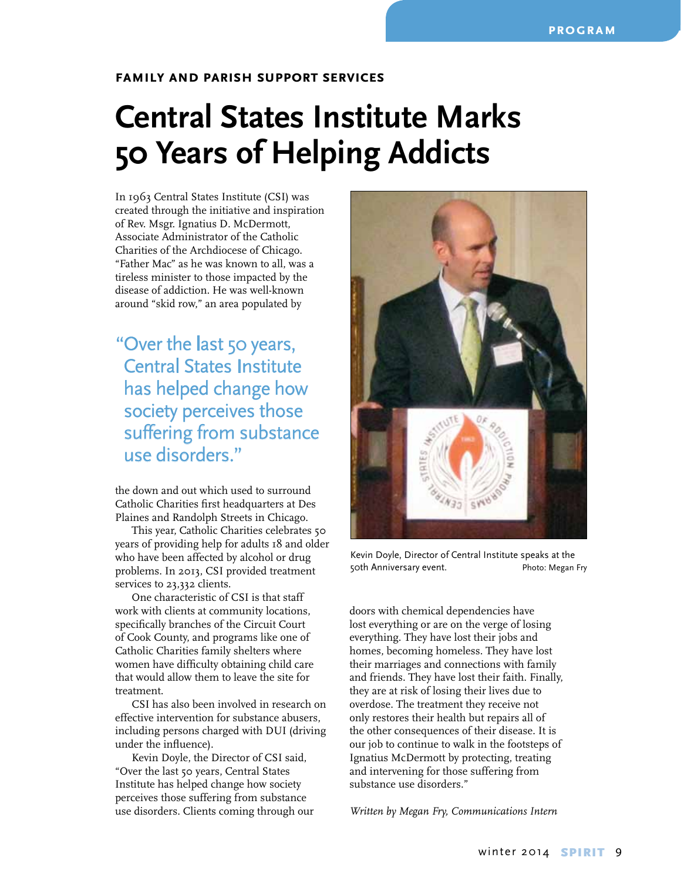**FAMILY AND PARISH SUPPORT SERVICES**

# Central States Institute Marks 50 Years of Helping Addicts

In 1963 Central States Institute (CSI) was created through the initiative and inspiration of Rev. Msgr. Ignatius D. McDermott, Associate Administrator of the Catholic Charities of the Archdiocese of Chicago. "Father Mac" as he was known to all, was a tireless minister to those impacted by the disease of addiction. He was well-known around "skid row," an area populated by the down and out which used to surround Catholic Charities first headquarters at Des Plaines and Randolph Streets in Chicago.

> "Over the last 50 years, Central States Institute has helped change how society perceives those suffering from substance use disorders."

This year, Catholic Charities celebrates 50 years of providing help for adults 18 and older who have been affected by alcohol or drug problems. In 2013, CSI provided treatment services to 23,332 clients.

One characteristic of CSI is that staff work with clients at community locations, specifically branches of the Circuit Court of Cook County, and programs like one of Catholic Charities family shelters where women have difficulty obtaining child care that would allow them to leave the site for treatment.

CSI has also been involved in research on effective intervention for substance abusers, including persons charged with DUI (driving under the influence).

Kevin Doyle, the Director of CSI said, "Over the last 50 years, Central States Institute has helped change how society perceives those suffering from substance use disorders. Clients coming through our doors with chemical dependencies have lost everything or are on the verge of losing everything. They have lost their jobs and homes, becoming homeless. They have lost their marriages and connections with family and friends. They have lost their faith. Finally, they are at risk of losing their lives due to overdose. The treatment they receive not only restores their health but repairs all of the other consequences of their disease. It is our job to continue to walk in the footsteps of Ignatius McDermott by protecting, treating and intervening for those suffering from substance use disorders."

Kevin Doyle, Director of Central Institute speaks at the 50th Anniversary event. Photo: Megan Fry

*Written by Megan Fry, Communications Intern*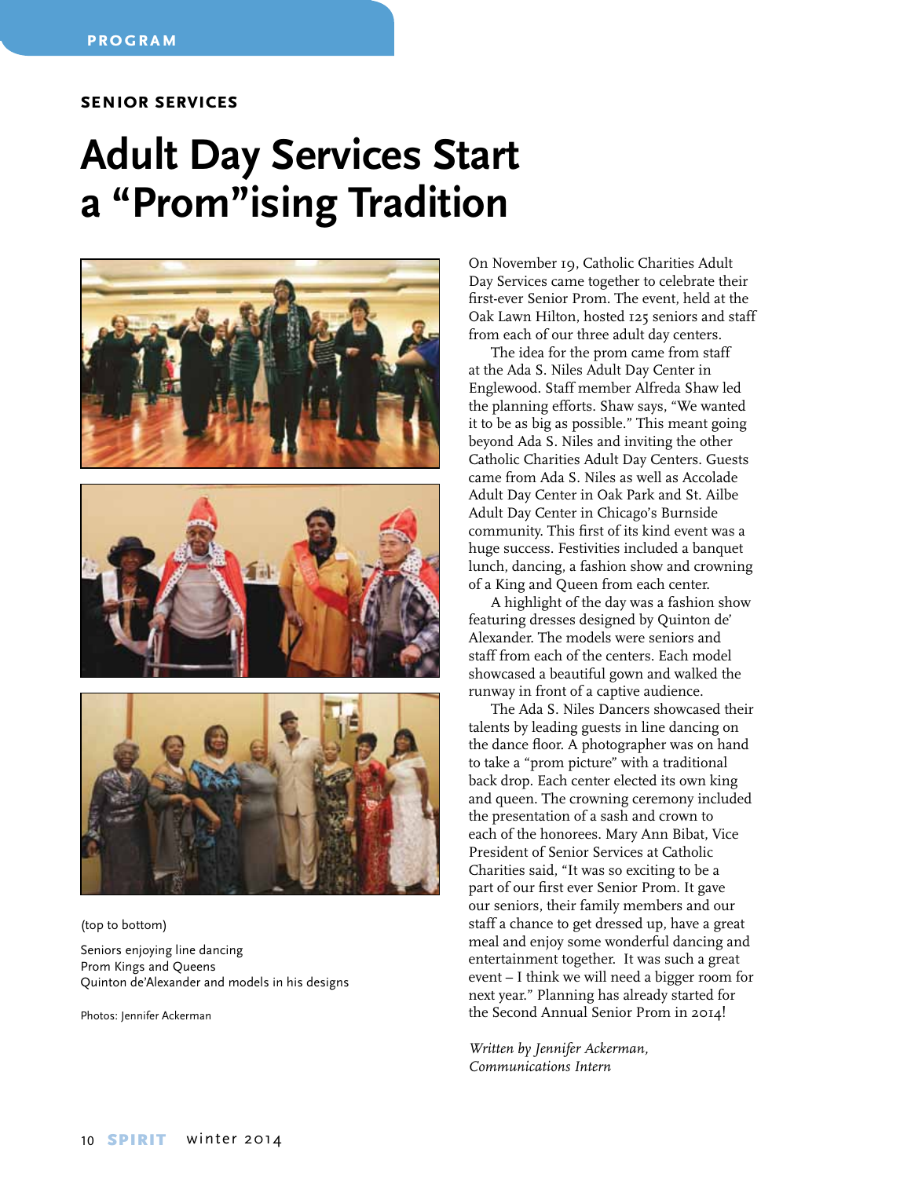SENIOR SERVICES

# Adult Day Services Start a "Prom"ising Tradition

(top to bottom)

Seniors enjoying line dancing
Prom Kings and Queens
Quinton de'Alexander and models in his designs

Photos: Jennifer Ackerman

On November 19, Catholic Charities Adult Day Services came together to celebrate their first-ever Senior Prom. The event, held at the Oak Lawn Hilton, hosted 125 seniors and staff from each of our three adult day centers.

The idea for the prom came from staff at the Ada S. Niles Adult Day Center in Englewood. Staff member Alfreda Shaw led the planning efforts. Shaw says, "We wanted it to be as big as possible." This meant going beyond Ada S. Niles and inviting the other Catholic Charities Adult Day Centers. Guests came from Ada S. Niles as well as Accolade Adult Day Center in Oak Park and St. Ailbe Adult Day Center in Chicago's Burnside community. This first of its kind event was a huge success. Festivities included a banquet lunch, dancing, a fashion show and crowning of a King and Queen from each center.

A highlight of the day was a fashion show featuring dresses designed by Quinton de' Alexander. The models were seniors and staff from each of the centers. Each model showcased a beautiful gown and walked the runway in front of a captive audience.

The Ada S. Niles Dancers showcased their talents by leading guests in line dancing on the dance floor. A photographer was on hand to take a "prom picture" with a traditional back drop. Each center elected its own king and queen. The crowning ceremony included the presentation of a sash and crown to each of the honorees. Mary Ann Bibat, Vice President of Senior Services at Catholic Charities said, "It was so exciting to be a part of our first ever Senior Prom. It gave our seniors, their family members and our staff a chance to get dressed up, have a great meal and enjoy some wonderful dancing and entertainment together. It was such a great event – I think we will need a bigger room for next year." Planning has already started for the Second Annual Senior Prom in 2014!

*Written by Jennifer Ackerman, Communications Intern*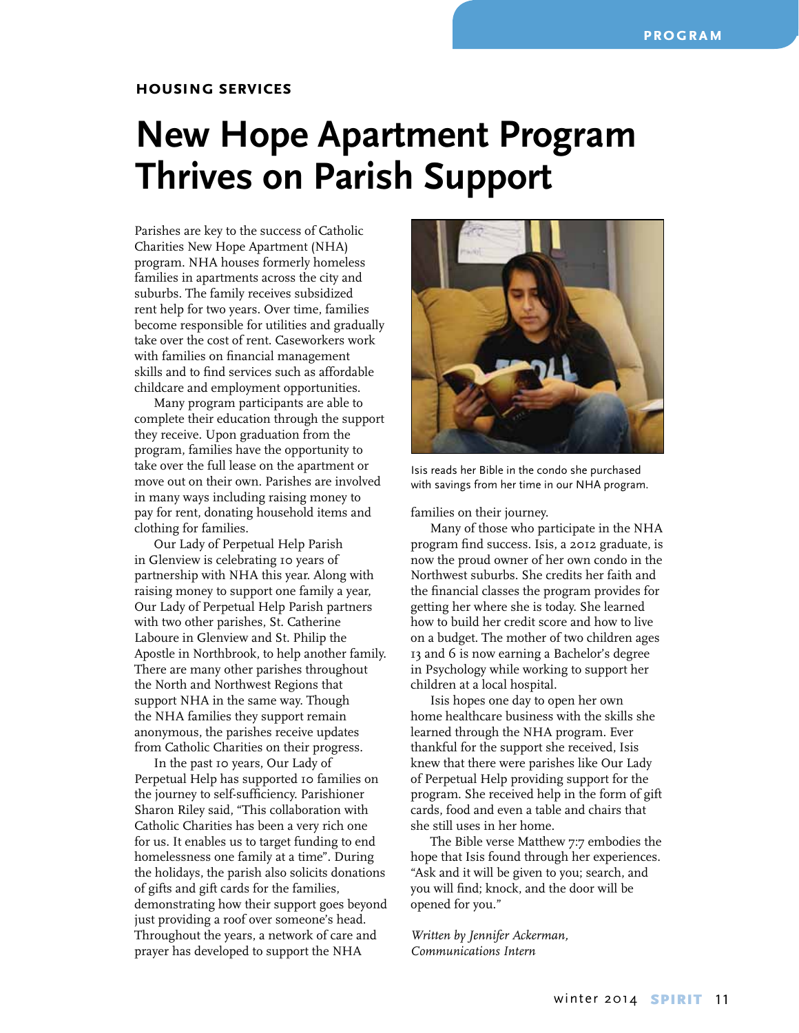HOUSING SERVICES

# New Hope Apartment Program Thrives on Parish Support

Parishes are key to the success of Catholic Charities New Hope Apartment (NHA) program. NHA houses formerly homeless families in apartments across the city and suburbs. The family receives subsidized rent help for two years. Over time, families become responsible for utilities and gradually take over the cost of rent. Caseworkers work with families on financial management skills and to find services such as affordable childcare and employment opportunities.

Many program participants are able to complete their education through the support they receive. Upon graduation from the program, families have the opportunity to take over the full lease on the apartment or move out on their own. Parishes are involved in many ways including raising money to pay for rent, donating household items and clothing for families.

Our Lady of Perpetual Help Parish in Glenview is celebrating 10 years of partnership with NHA this year. Along with raising money to support one family a year, Our Lady of Perpetual Help Parish partners with two other parishes, St. Catherine Laboure in Glenview and St. Philip the Apostle in Northbrook, to help another family. There are many other parishes throughout the North and Northwest Regions that support NHA in the same way. Though the NHA families they support remain anonymous, the parishes receive updates from Catholic Charities on their progress.

In the past 10 years, Our Lady of Perpetual Help has supported 10 families on the journey to self-sufficiency. Parishioner Sharon Riley said, "This collaboration with Catholic Charities has been a very rich one for us. It enables us to target funding to end homelessness one family at a time". During the holidays, the parish also solicits donations of gifts and gift cards for the families, demonstrating how their support goes beyond just providing a roof over someone's head. Throughout the years, a network of care and prayer has developed to support the NHA families on their journey.

Isis reads her Bible in the condo she purchased with savings from her time in our NHA program.

Many of those who participate in the NHA program find success. Isis, a 2012 graduate, is now the proud owner of her own condo in the Northwest suburbs. She credits her faith and the financial classes the program provides for getting her where she is today. She learned how to build her credit score and how to live on a budget. The mother of two children ages 13 and 6 is now earning a Bachelor's degree in Psychology while working to support her children at a local hospital.

Isis hopes one day to open her own home healthcare business with the skills she learned through the NHA program. Ever thankful for the support she received, Isis knew that there were parishes like Our Lady of Perpetual Help providing support for the program. She received help in the form of gift cards, food and even a table and chairs that she still uses in her home.

The Bible verse Matthew 7:7 embodies the hope that Isis found through her experiences. "Ask and it will be given to you; search, and you will find; knock, and the door will be opened for you."

*Written by Jennifer Ackerman, Communications Intern*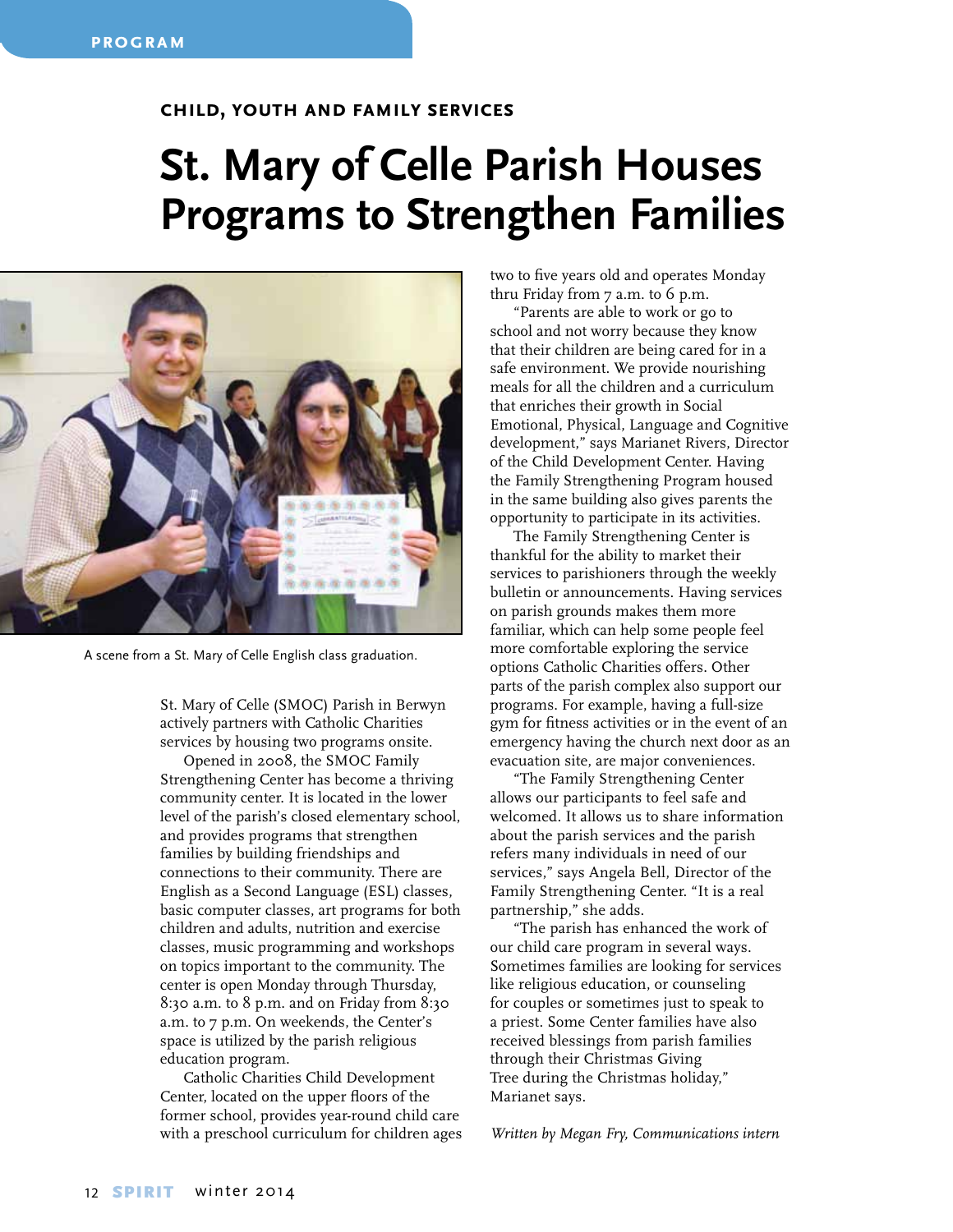CHILD, YOUTH AND FAMILY SERVICES

# St. Mary of Celle Parish Houses Programs to Strengthen Families

A scene from a St. Mary of Celle English class graduation.

St. Mary of Celle (SMOC) Parish in Berwyn actively partners with Catholic Charities services by housing two programs onsite.

Opened in 2008, the SMOC Family Strengthening Center has become a thriving community center. It is located in the lower level of the parish's closed elementary school, and provides programs that strengthen families by building friendships and connections to their community. There are English as a Second Language (ESL) classes, basic computer classes, art programs for both children and adults, nutrition and exercise classes, music programming and workshops on topics important to the community. The center is open Monday through Thursday, 8:30 a.m. to 8 p.m. and on Friday from 8:30 a.m. to 7 p.m. On weekends, the Center's space is utilized by the parish religious education program.

Catholic Charities Child Development Center, located on the upper floors of the former school, provides year-round child care with a preschool curriculum for children ages two to five years old and operates Monday thru Friday from 7 a.m. to 6 p.m.

"Parents are able to work or go to school and not worry because they know that their children are being cared for in a safe environment. We provide nourishing meals for all the children and a curriculum that enriches their growth in Social Emotional, Physical, Language and Cognitive development," says Marianet Rivers, Director of the Child Development Center. Having the Family Strengthening Program housed in the same building also gives parents the opportunity to participate in its activities.

The Family Strengthening Center is thankful for the ability to market their services to parishioners through the weekly bulletin or announcements. Having services on parish grounds makes them more familiar, which can help some people feel more comfortable exploring the service options Catholic Charities offers. Other parts of the parish complex also support our programs. For example, having a full-size gym for fitness activities or in the event of an emergency having the church next door as an evacuation site, are major conveniences.

"The Family Strengthening Center allows our participants to feel safe and welcomed. It allows us to share information about the parish services and the parish refers many individuals in need of our services," says Angela Bell, Director of the Family Strengthening Center. "It is a real partnership," she adds.

"The parish has enhanced the work of our child care program in several ways. Sometimes families are looking for services like religious education, or counseling for couples or sometimes just to speak to a priest. Some Center families have also received blessings from parish families through their Christmas Giving Tree during the Christmas holiday," Marianet says.

*Written by Megan Fry, Communications intern*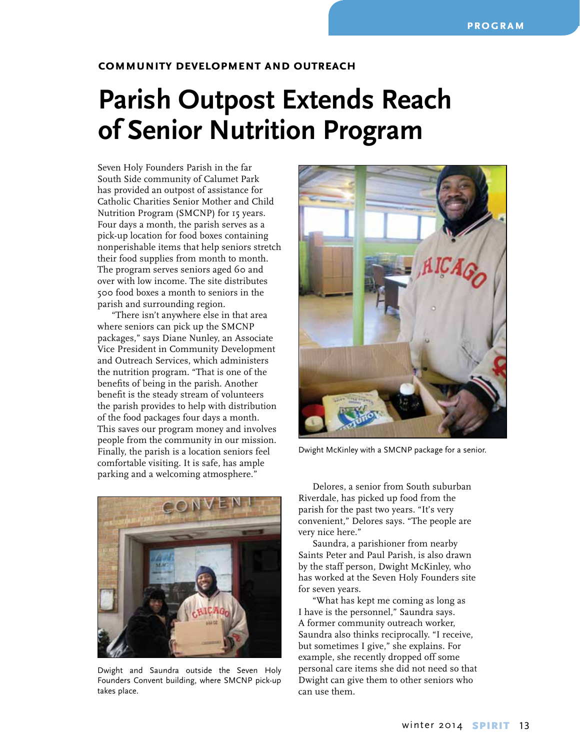COMMUNITY DEVELOPMENT AND OUTREACH

# Parish Outpost Extends Reach of Senior Nutrition Program

Seven Holy Founders Parish in the far South Side community of Calumet Park has provided an outpost of assistance for Catholic Charities Senior Mother and Child Nutrition Program (SMCNP) for 15 years. Four days a month, the parish serves as a pick-up location for food boxes containing nonperishable items that help seniors stretch their food supplies from month to month. The program serves seniors aged 60 and over with low income. The site distributes 500 food boxes a month to seniors in the parish and surrounding region.

"There isn't anywhere else in that area where seniors can pick up the SMCNP packages," says Diane Nunley, an Associate Vice President in Community Development and Outreach Services, which administers the nutrition program. "That is one of the benefits of being in the parish. Another benefit is the steady stream of volunteers the parish provides to help with distribution of the food packages four days a month. This saves our program money and involves people from the community in our mission. Finally, the parish is a location seniors feel comfortable visiting. It is safe, has ample parking and a welcoming atmosphere."

Dwight and Saundra outside the Seven Holy Founders Convent building, where SMCNP pick-up takes place.

Dwight McKinley with a SMCNP package for a senior.

Delores, a senior from South suburban Riverdale, has picked up food from the parish for the past two years. "It's very convenient," Delores says. "The people are very nice here."

Saundra, a parishioner from nearby Saints Peter and Paul Parish, is also drawn by the staff person, Dwight McKinley, who has worked at the Seven Holy Founders site for seven years.

"What has kept me coming as long as I have is the personnel," Saundra says. A former community outreach worker, Saundra also thinks reciprocally. "I receive, but sometimes I give," she explains. For example, she recently dropped off some personal care items she did not need so that Dwight can give them to other seniors who can use them.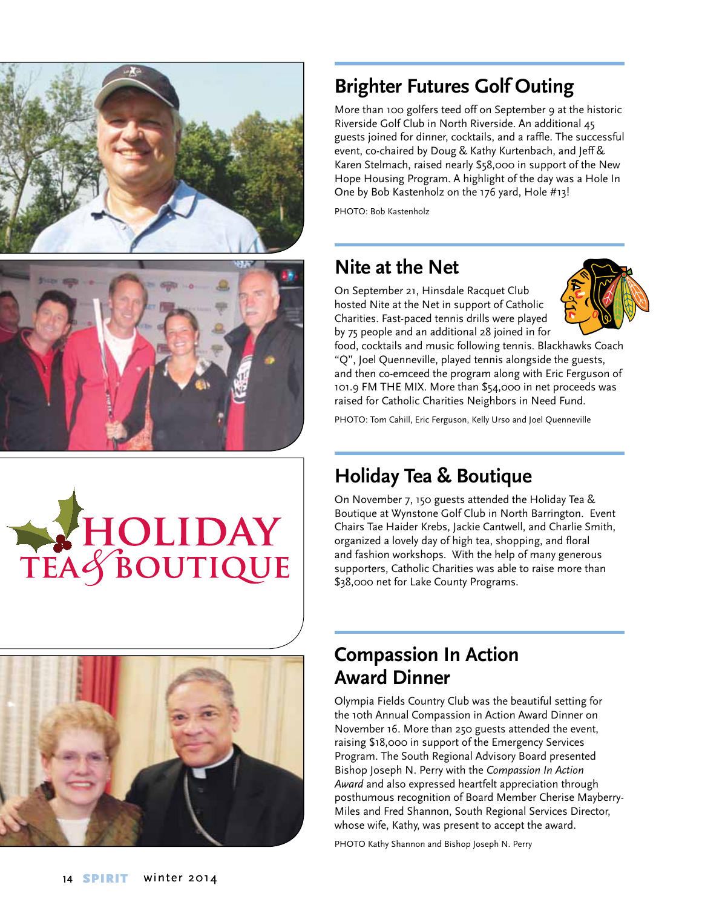## Brighter Futures Golf Outing

More than 100 golfers teed off on September 9 at the historic Riverside Golf Club in North Riverside. An additional 45 guests joined for dinner, cocktails, and a raffle. The successful event, co-chaired by Doug & Kathy Kurtenbach, and Jeff & Karen Stelmach, raised nearly $58,000 in support of the New Hope Housing Program. A highlight of the day was a Hole In One by Bob Kastenholz on the 176 yard, Hole #13!

PHOTO: Bob Kastenholz

## Nite at the Net

On September 21, Hinsdale Racquet Club hosted Nite at the Net in support of Catholic Charities. Fast-paced tennis drills were played by 75 people and an additional 28 joined in for food, cocktails and music following tennis. Blackhawks Coach "Q", Joel Quenneville, played tennis alongside the guests, and then co-emceed the program along with Eric Ferguson of 101.9 FM THE MIX. More than $54,000 in net proceeds was raised for Catholic Charities Neighbors in Need Fund.

PHOTO: Tom Cahill, Eric Ferguson, Kelly Urso and Joel Quenneville

## Holiday Tea & Boutique

On November 7, 150 guests attended the Holiday Tea & Boutique at Wynstone Golf Club in North Barrington. Event Chairs Tae Haider Krebs, Jackie Cantwell, and Charlie Smith, organized a lovely day of high tea, shopping, and floral and fashion workshops. With the help of many generous supporters, Catholic Charities was able to raise more than $38,000 net for Lake County Programs.

## Compassion In Action Award Dinner

Olympia Fields Country Club was the beautiful setting for the 10th Annual Compassion in Action Award Dinner on November 16. More than 250 guests attended the event, raising $18,000 in support of the Emergency Services Program. The South Regional Advisory Board presented Bishop Joseph N. Perry with the *Compassion In Action Award* and also expressed heartfelt appreciation through posthumous recognition of Board Member Cherise Mayberry-Miles and Fred Shannon, South Regional Services Director, whose wife, Kathy, was present to accept the award.

PHOTO Kathy Shannon and Bishop Joseph N. Perry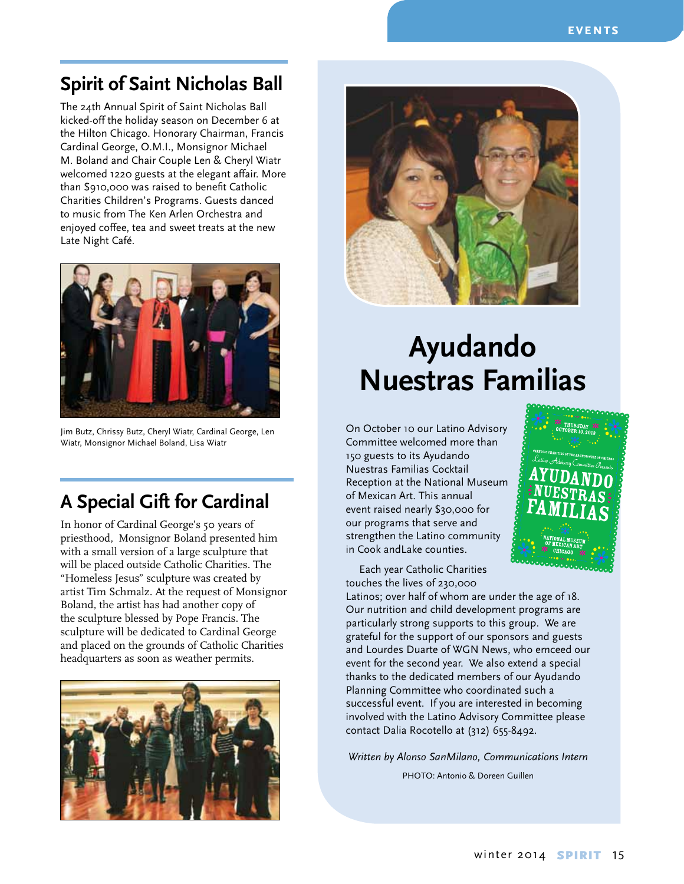## Spirit of Saint Nicholas Ball

The 24th Annual Spirit of Saint Nicholas Ball kicked-off the holiday season on December 6 at the Hilton Chicago. Honorary Chairman, Francis Cardinal George, O.M.I., Monsignor Michael M. Boland and Chair Couple Len & Cheryl Wiatr welcomed 1220 guests at the elegant affair. More than $910,000 was raised to benefit Catholic Charities Children's Programs. Guests danced to music from The Ken Arlen Orchestra and enjoyed coffee, tea and sweet treats at the new Late Night Café.

Jim Butz, Chrissy Butz, Cheryl Wiatr, Cardinal George, Len Wiatr, Monsignor Michael Boland, Lisa Wiatr

## A Special Gift for Cardinal

In honor of Cardinal George's 50 years of priesthood, Monsignor Boland presented him with a small version of a large sculpture that will be placed outside Catholic Charities. The "Homeless Jesus" sculpture was created by artist Tim Schmalz. At the request of Monsignor Boland, the artist has had another copy of the sculpture blessed by Pope Francis. The sculpture will be dedicated to Cardinal George and placed on the grounds of Catholic Charities headquarters as soon as weather permits.

# Ayudando Nuestras Familias

On October 10 our Latino Advisory Committee welcomed more than 150 guests to its Ayudando Nuestras Familias Cocktail Reception at the National Museum of Mexican Art. This annual event raised nearly $30,000 for our programs that serve and strengthen the Latino community in Cook andLake counties.

Each year Catholic Charities touches the lives of 230,000 Latinos; over half of whom are under the age of 18. Our nutrition and child development programs are particularly strong supports to this group. We are grateful for the support of our sponsors and guests and Lourdes Duarte of WGN News, who emceed our event for the second year. We also extend a special thanks to the dedicated members of our Ayudando Planning Committee who coordinated such a successful event. If you are interested in becoming involved with the Latino Advisory Committee please contact Dalia Rocotello at (312) 655-8492.

*Written by Alonso SanMilano, Communications Intern*

PHOTO: Antonio & Doreen Guillen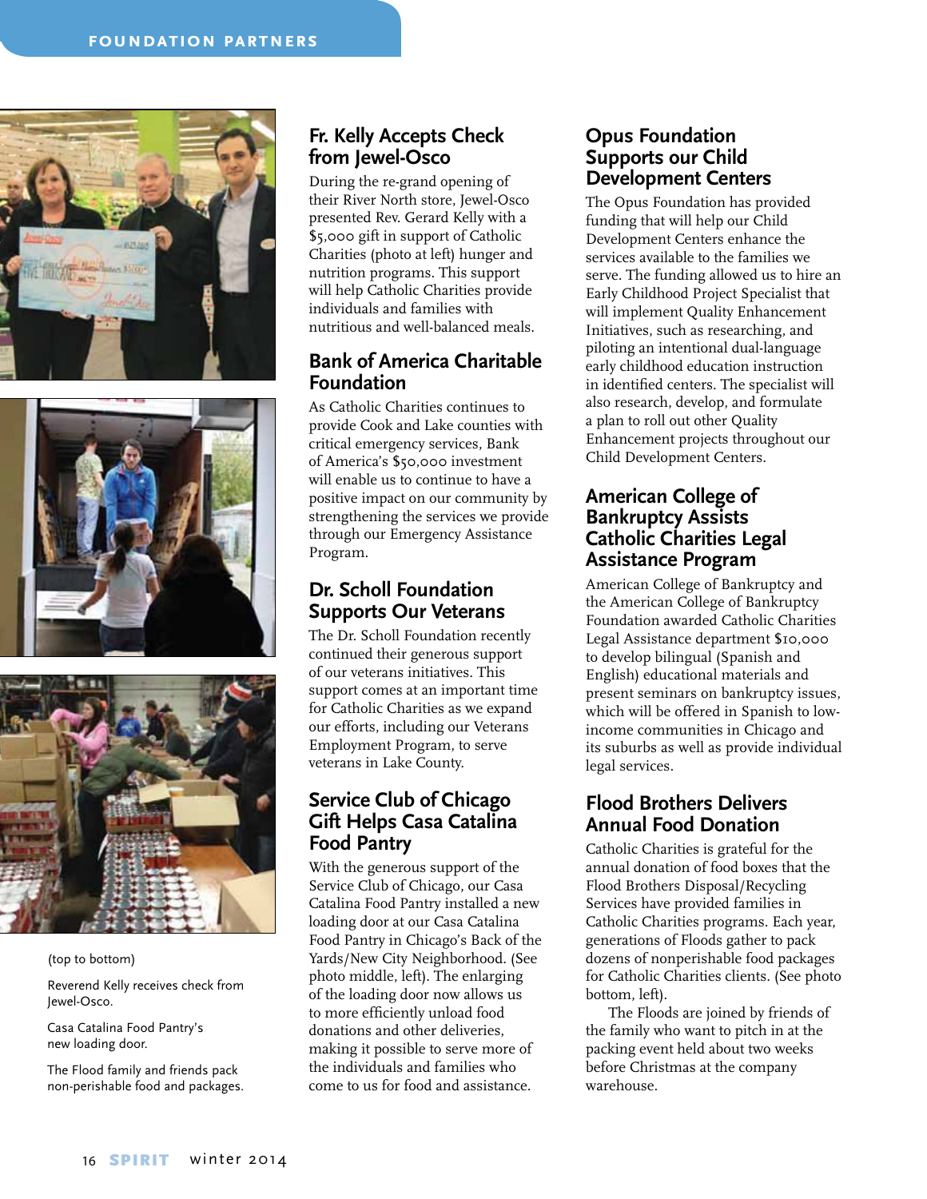# FOUNDATION PARTNERS

(top to bottom)

Reverend Kelly receives check from Jewel-Osco.

Casa Catalina Food Pantry's new loading door.

The Flood family and friends pack non-perishable food and packages.

## Fr. Kelly Accepts Check from Jewel-Osco

During the re-grand opening of their River North store, Jewel-Osco presented Rev. Gerard Kelly with a $5,000 gift in support of Catholic Charities (photo at left) hunger and nutrition programs. This support will help Catholic Charities provide individuals and families with nutritious and well-balanced meals.

## Bank of America Charitable Foundation

As Catholic Charities continues to provide Cook and Lake counties with critical emergency services, Bank of America's $50,000 investment will enable us to continue to have a positive impact on our community by strengthening the services we provide through our Emergency Assistance Program.

## Dr. Scholl Foundation Supports Our Veterans

The Dr. Scholl Foundation recently continued their generous support of our veterans initiatives. This support comes at an important time for Catholic Charities as we expand our efforts, including our Veterans Employment Program, to serve veterans in Lake County.

## Service Club of Chicago Gift Helps Casa Catalina Food Pantry

With the generous support of the Service Club of Chicago, our Casa Catalina Food Pantry installed a new loading door at our Casa Catalina Food Pantry in Chicago's Back of the Yards/New City Neighborhood. (See photo middle, left). The enlarging of the loading door now allows us to more efficiently unload food donations and other deliveries, making it possible to serve more of the individuals and families who come to us for food and assistance.

## Opus Foundation Supports our Child Development Centers

The Opus Foundation has provided funding that will help our Child Development Centers enhance the services available to the families we serve. The funding allowed us to hire an Early Childhood Project Specialist that will implement Quality Enhancement Initiatives, such as researching, and piloting an intentional dual-language early childhood education instruction in identified centers. The specialist will also research, develop, and formulate a plan to roll out other Quality Enhancement projects throughout our Child Development Centers.

## American College of Bankruptcy Assists Catholic Charities Legal Assistance Program

American College of Bankruptcy and the American College of Bankruptcy Foundation awarded Catholic Charities Legal Assistance department $10,000 to develop bilingual (Spanish and English) educational materials and present seminars on bankruptcy issues, which will be offered in Spanish to low-income communities in Chicago and its suburbs as well as provide individual legal services.

## Flood Brothers Delivers Annual Food Donation

Catholic Charities is grateful for the annual donation of food boxes that the Flood Brothers Disposal/Recycling Services have provided families in Catholic Charities programs. Each year, generations of Floods gather to pack dozens of nonperishable food packages for Catholic Charities clients. (See photo bottom, left).

The Floods are joined by friends of the family who want to pitch in at the packing event held about two weeks before Christmas at the company warehouse.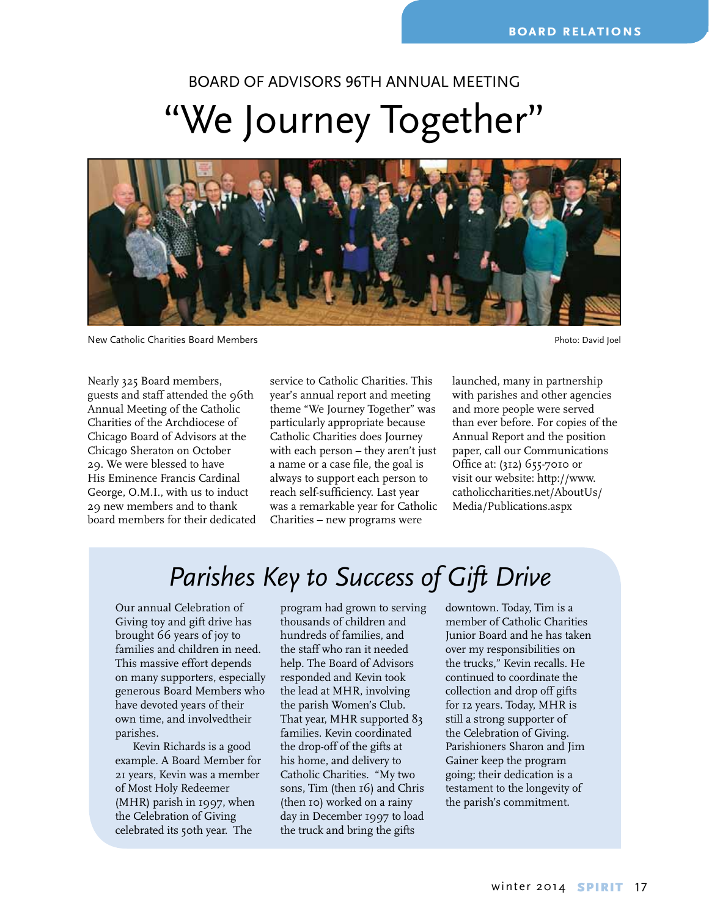BOARD OF ADVISORS 96TH ANNUAL MEETING

# "We Journey Together"

New Catholic Charities Board Members

Photo: David Joel

Nearly 325 Board members, guests and staff attended the 96th Annual Meeting of the Catholic Charities of the Archdiocese of Chicago Board of Advisors at the Chicago Sheraton on October 29. We were blessed to have His Eminence Francis Cardinal George, O.M.I., with us to induct 29 new members and to thank board members for their dedicated service to Catholic Charities. This year's annual report and meeting theme "We Journey Together" was particularly appropriate because Catholic Charities does Journey with each person – they aren't just a name or a case file, the goal is always to support each person to reach self-sufficiency. Last year was a remarkable year for Catholic Charities – new programs were launched, many in partnership with parishes and other agencies and more people were served than ever before. For copies of the Annual Report and the position paper, call our Communications Office at: (312) 655-7010 or visit our website: http://www.catholiccharities.net/AboutUs/Media/Publications.aspx

## *Parishes Key to Success of Gift Drive*

Our annual Celebration of Giving toy and gift drive has brought 66 years of joy to families and children in need. This massive effort depends on many supporters, especially generous Board Members who have devoted years of their own time, and involvedtheir parishes.

Kevin Richards is a good example. A Board Member for 21 years, Kevin was a member of Most Holy Redeemer (MHR) parish in 1997, when the Celebration of Giving celebrated its 50th year. The program had grown to serving thousands of children and hundreds of families, and the staff who ran it needed help. The Board of Advisors responded and Kevin took the lead at MHR, involving the parish Women's Club. That year, MHR supported 83 families. Kevin coordinated the drop-off of the gifts at his home, and delivery to Catholic Charities. "My two sons, Tim (then 16) and Chris (then 10) worked on a rainy day in December 1997 to load the truck and bring the gifts downtown. Today, Tim is a member of Catholic Charities Junior Board and he has taken over my responsibilities on the trucks," Kevin recalls. He continued to coordinate the collection and drop off gifts for 12 years. Today, MHR is still a strong supporter of the Celebration of Giving. Parishioners Sharon and Jim Gainer keep the program going; their dedication is a testament to the longevity of the parish's commitment.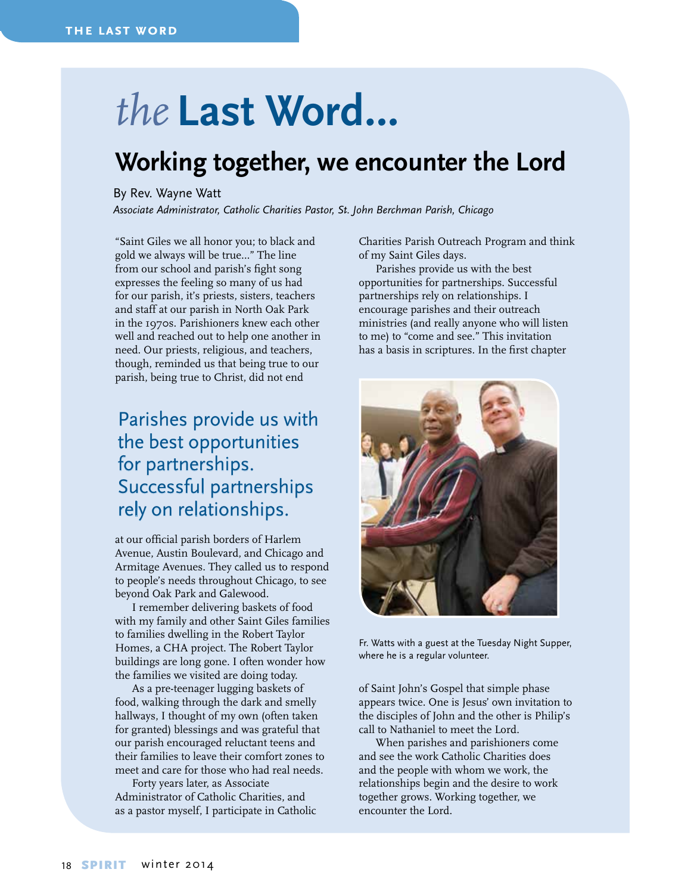# *the* Last Word...

## Working together, we encounter the Lord

By Rev. Wayne Watt
*Associate Administrator, Catholic Charities Pastor, St. John Berchman Parish, Chicago*

"Saint Giles we all honor you; to black and gold we always will be true..." The line from our school and parish's fight song expresses the feeling so many of us had for our parish, it's priests, sisters, teachers and staff at our parish in North Oak Park in the 1970s. Parishioners knew each other well and reached out to help one another in need. Our priests, religious, and teachers, though, reminded us that being true to our parish, being true to Christ, did not end at our official parish borders of Harlem Avenue, Austin Boulevard, and Chicago and Armitage Avenues. They called us to respond to people's needs throughout Chicago, to see beyond Oak Park and Galewood.

> Parishes provide us with the best opportunities for partnerships. Successful partnerships rely on relationships.

I remember delivering baskets of food with my family and other Saint Giles families to families dwelling in the Robert Taylor Homes, a CHA project. The Robert Taylor buildings are long gone. I often wonder how the families we visited are doing today.

As a pre-teenager lugging baskets of food, walking through the dark and smelly hallways, I thought of my own (often taken for granted) blessings and was grateful that our parish encouraged reluctant teens and their families to leave their comfort zones to meet and care for those who had real needs.

Forty years later, as Associate Administrator of Catholic Charities, and as a pastor myself, I participate in Catholic Charities Parish Outreach Program and think of my Saint Giles days.

Parishes provide us with the best opportunities for partnerships. Successful partnerships rely on relationships. I encourage parishes and their outreach ministries (and really anyone who will listen to me) to "come and see." This invitation has a basis in scriptures. In the first chapter of Saint John's Gospel that simple phase appears twice. One is Jesus' own invitation to the disciples of John and the other is Philip's call to Nathaniel to meet the Lord.

Fr. Watts with a guest at the Tuesday Night Supper, where he is a regular volunteer.

When parishes and parishioners come and see the work Catholic Charities does and the people with whom we work, the relationships begin and the desire to work together grows. Working together, we encounter the Lord.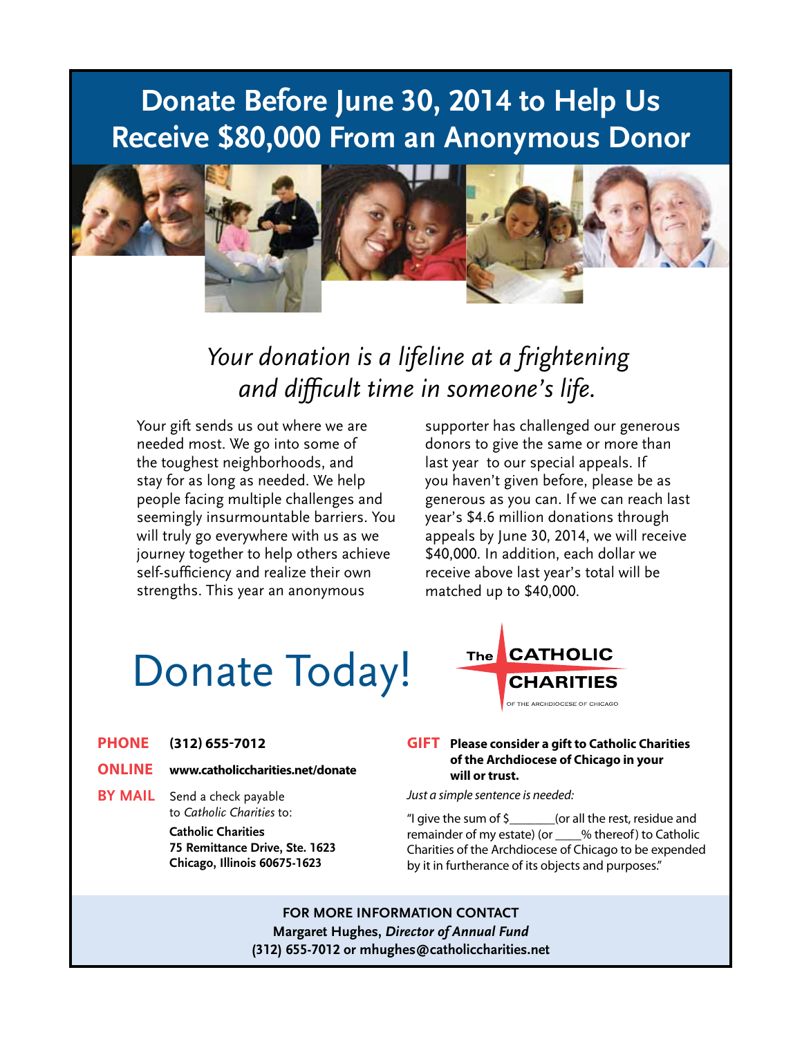# Donate Before June 30, 2014 to Help Us Receive $80,000 From an Anonymous Donor

*Your donation is a lifeline at a frightening and difficult time in someone's life.*

Your gift sends us out where we are needed most. We go into some of the toughest neighborhoods, and stay for as long as needed. We help people facing multiple challenges and seemingly insurmountable barriers. You will truly go everywhere with us as we journey together to help others achieve self-sufficiency and realize their own strengths. This year an anonymous supporter has challenged our generous donors to give the same or more than last year to our special appeals. If you haven't given before, please be as generous as you can. If we can reach last year's $4.6 million donations through appeals by June 30, 2014, we will receive $40,000. In addition, each dollar we receive above last year's total will be matched up to $40,000.

## Donate Today!

The CATHOLIC CHARITIES
OF THE ARCHDIOCESE OF CHICAGO

**PHONE** **(312) 655-7012**

**ONLINE** **www.catholiccharities.net/donate**

**BY MAIL** Send a check payable to *Catholic Charities* to:

**Catholic Charities**
**75 Remittance Drive, Ste. 1623**
**Chicago, Illinois 60675-1623**

**GIFT** **Please consider a gift to Catholic Charities of the Archdiocese of Chicago in your will or trust.**

*Just a simple sentence is needed:*

"I give the sum of $_______(or all the rest, residue and remainder of my estate) (or ____% thereof) to Catholic Charities of the Archdiocese of Chicago to be expended by it in furtherance of its objects and purposes."

**FOR MORE INFORMATION CONTACT**
**Margaret Hughes, *Director of Annual Fund***
**(312) 655-7012 or mhughes@catholiccharities.net**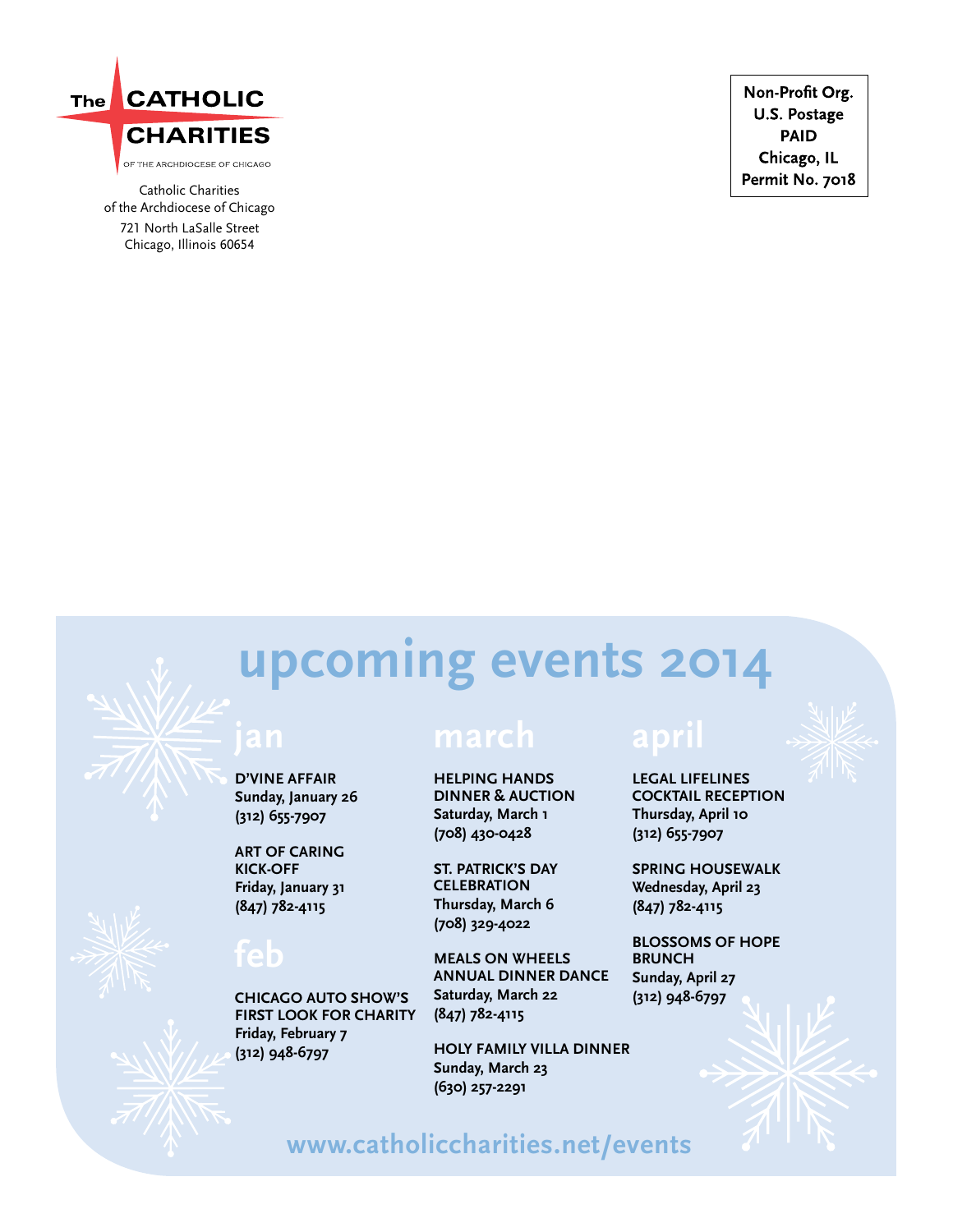The CATHOLIC CHARITIES
OF THE ARCHDIOCESE OF CHICAGO

Catholic Charities
of the Archdiocese of Chicago
721 North LaSalle Street
Chicago, Illinois 60654

**Non-Profit Org.**
**U.S. Postage**
**PAID**
**Chicago, IL**
**Permit No. 7018**

# upcoming events 2014

## jan

**D'VINE AFFAIR**
**Sunday, January 26**
**(312) 655-7907**

**ART OF CARING KICK-OFF**
**Friday, January 31**
**(847) 782-4115**

## feb

**CHICAGO AUTO SHOW'S FIRST LOOK FOR CHARITY**
**Friday, February 7**
**(312) 948-6797**

## march

**HELPING HANDS DINNER & AUCTION**
**Saturday, March 1**
**(708) 430-0428**

**ST. PATRICK'S DAY CELEBRATION**
**Thursday, March 6**
**(708) 329-4022**

**MEALS ON WHEELS ANNUAL DINNER DANCE**
**Saturday, March 22**
**(847) 782-4115**

**HOLY FAMILY VILLA DINNER**
**Sunday, March 23**
**(630) 257-2291**

## april

**LEGAL LIFELINES COCKTAIL RECEPTION**
**Thursday, April 10**
**(312) 655-7907**

**SPRING HOUSEWALK**
**Wednesday, April 23**
**(847) 782-4115**

**BLOSSOMS OF HOPE BRUNCH**
**Sunday, April 27**
**(312) 948-6797**

**www.catholiccharities.net/events**